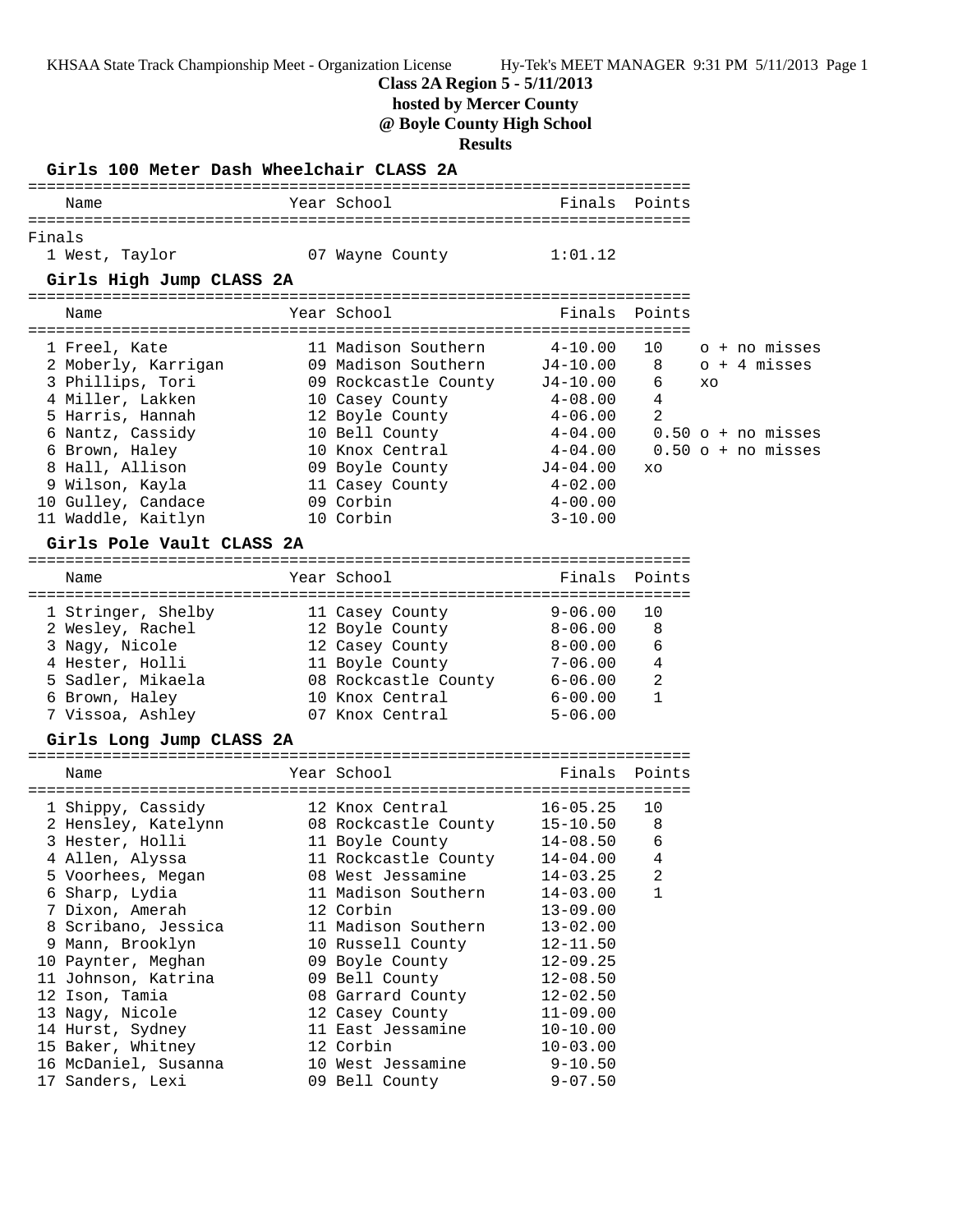# Class 2A Region 5 - 5/11/2013

**hosted by Mercer County**

**@ Boyle County High School**

**Results**

### Girls 100 Meter Dash Wheelchair CLASS 2A

| | Name | Year | School | Finals | Points |
|---|---|---|---|---|---|
| Finals | | | | | |
| 1 | West, Taylor | 07 | Wayne County | 1:01.12 | |

### Girls High Jump CLASS 2A

| | Name | Year | School | Finals | Points | |
|---|---|---|---|---|---|---|
| 1 | Freel, Kate | 11 | Madison Southern | 4-10.00 | 10 | o + no misses |
| 2 | Moberly, Karrigan | 09 | Madison Southern | J4-10.00 | 8 | o + 4 misses |
| 3 | Phillips, Tori | 09 | Rockcastle County | J4-10.00 | 6 | xo |
| 4 | Miller, Lakken | 10 | Casey County | 4-08.00 | 4 | |
| 5 | Harris, Hannah | 12 | Boyle County | 4-06.00 | 2 | |
| 6 | Nantz, Cassidy | 10 | Bell County | 4-04.00 | 0.50 | o + no misses |
| 6 | Brown, Haley | 10 | Knox Central | 4-04.00 | 0.50 | o + no misses |
| 8 | Hall, Allison | 09 | Boyle County | J4-04.00 | | xo |
| 9 | Wilson, Kayla | 11 | Casey County | 4-02.00 | | |
| 10 | Gulley, Candace | 09 | Corbin | 4-00.00 | | |
| 11 | Waddle, Kaitlyn | 10 | Corbin | 3-10.00 | | |

### Girls Pole Vault CLASS 2A

| | Name | Year | School | Finals | Points |
|---|---|---|---|---|---|
| 1 | Stringer, Shelby | 11 | Casey County | 9-06.00 | 10 |
| 2 | Wesley, Rachel | 12 | Boyle County | 8-06.00 | 8 |
| 3 | Nagy, Nicole | 12 | Casey County | 8-00.00 | 6 |
| 4 | Hester, Holli | 11 | Boyle County | 7-06.00 | 4 |
| 5 | Sadler, Mikaela | 08 | Rockcastle County | 6-06.00 | 2 |
| 6 | Brown, Haley | 10 | Knox Central | 6-00.00 | 1 |
| 7 | Vissoa, Ashley | 07 | Knox Central | 5-06.00 | |

### Girls Long Jump CLASS 2A

| | Name | Year | School | Finals | Points |
|---|---|---|---|---|---|
| 1 | Shippy, Cassidy | 12 | Knox Central | 16-05.25 | 10 |
| 2 | Hensley, Katelynn | 08 | Rockcastle County | 15-10.50 | 8 |
| 3 | Hester, Holli | 11 | Boyle County | 14-08.50 | 6 |
| 4 | Allen, Alyssa | 11 | Rockcastle County | 14-04.00 | 4 |
| 5 | Voorhees, Megan | 08 | West Jessamine | 14-03.25 | 2 |
| 6 | Sharp, Lydia | 11 | Madison Southern | 14-03.00 | 1 |
| 7 | Dixon, Amerah | 12 | Corbin | 13-09.00 | |
| 8 | Scribano, Jessica | 11 | Madison Southern | 13-02.00 | |
| 9 | Mann, Brooklyn | 10 | Russell County | 12-11.50 | |
| 10 | Paynter, Meghan | 09 | Boyle County | 12-09.25 | |
| 11 | Johnson, Katrina | 09 | Bell County | 12-08.50 | |
| 12 | Ison, Tamia | 08 | Garrard County | 12-02.50 | |
| 13 | Nagy, Nicole | 12 | Casey County | 11-09.00 | |
| 14 | Hurst, Sydney | 11 | East Jessamine | 10-10.00 | |
| 15 | Baker, Whitney | 12 | Corbin | 10-03.00 | |
| 16 | McDaniel, Susanna | 10 | West Jessamine | 9-10.50 | |
| 17 | Sanders, Lexi | 09 | Bell County | 9-07.50 | |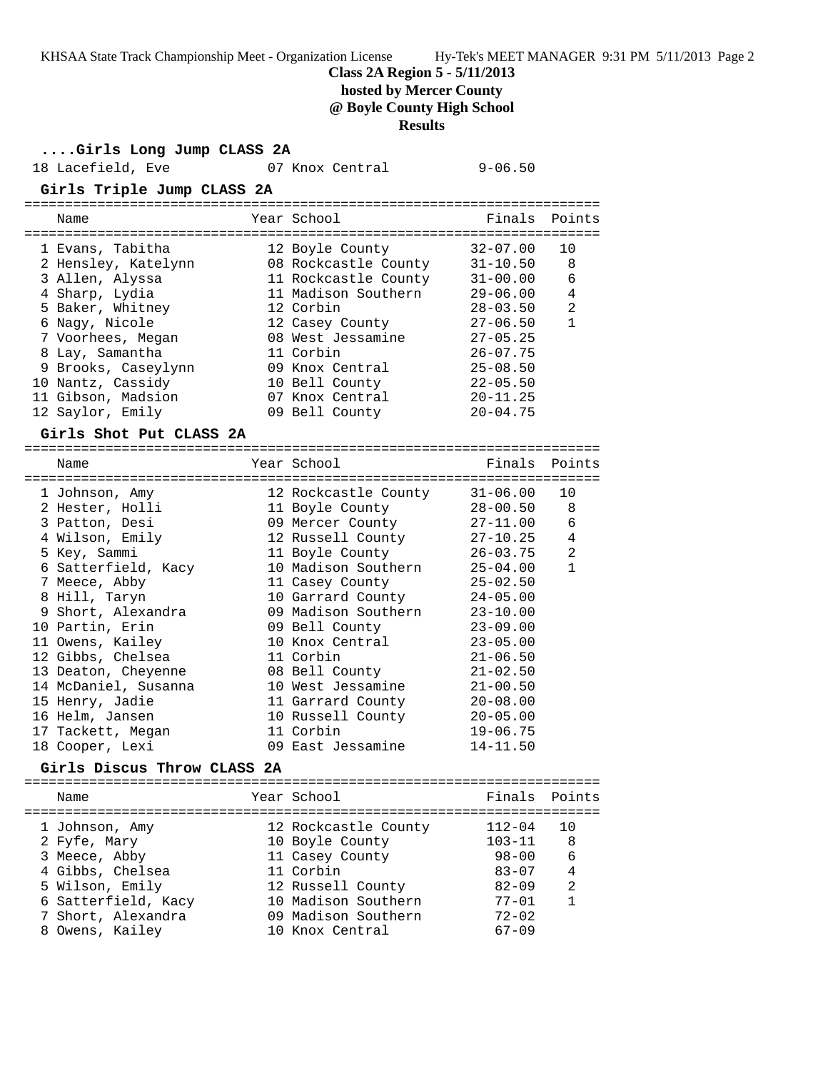**Class 2A Region 5 - 5/11/2013**
**hosted by Mercer County**
**@ Boyle County High School**
**Results**

### ....Girls Long Jump CLASS 2A

| | | | | |
|---|---|---|---|---|
| 18 | Lacefield, Eve | 07 | Knox Central | 9-06.50 |

### Girls Triple Jump CLASS 2A

| | Name | Year | School | Finals | Points |
|---|---|---|---|---|---|
| 1 | Evans, Tabitha | 12 | Boyle County | 32-07.00 | 10 |
| 2 | Hensley, Katelynn | 08 | Rockcastle County | 31-10.50 | 8 |
| 3 | Allen, Alyssa | 11 | Rockcastle County | 31-00.00 | 6 |
| 4 | Sharp, Lydia | 11 | Madison Southern | 29-06.00 | 4 |
| 5 | Baker, Whitney | 12 | Corbin | 28-03.50 | 2 |
| 6 | Nagy, Nicole | 12 | Casey County | 27-06.50 | 1 |
| 7 | Voorhees, Megan | 08 | West Jessamine | 27-05.25 | |
| 8 | Lay, Samantha | 11 | Corbin | 26-07.75 | |
| 9 | Brooks, Caseylynn | 09 | Knox Central | 25-08.50 | |
| 10 | Nantz, Cassidy | 10 | Bell County | 22-05.50 | |
| 11 | Gibson, Madsion | 07 | Knox Central | 20-11.25 | |
| 12 | Saylor, Emily | 09 | Bell County | 20-04.75 | |

### Girls Shot Put CLASS 2A

| | Name | Year | School | Finals | Points |
|---|---|---|---|---|---|
| 1 | Johnson, Amy | 12 | Rockcastle County | 31-06.00 | 10 |
| 2 | Hester, Holli | 11 | Boyle County | 28-00.50 | 8 |
| 3 | Patton, Desi | 09 | Mercer County | 27-11.00 | 6 |
| 4 | Wilson, Emily | 12 | Russell County | 27-10.25 | 4 |
| 5 | Key, Sammi | 11 | Boyle County | 26-03.75 | 2 |
| 6 | Satterfield, Kacy | 10 | Madison Southern | 25-04.00 | 1 |
| 7 | Meece, Abby | 11 | Casey County | 25-02.50 | |
| 8 | Hill, Taryn | 10 | Garrard County | 24-05.00 | |
| 9 | Short, Alexandra | 09 | Madison Southern | 23-10.00 | |
| 10 | Partin, Erin | 09 | Bell County | 23-09.00 | |
| 11 | Owens, Kailey | 10 | Knox Central | 23-05.00 | |
| 12 | Gibbs, Chelsea | 11 | Corbin | 21-06.50 | |
| 13 | Deaton, Cheyenne | 08 | Bell County | 21-02.50 | |
| 14 | McDaniel, Susanna | 10 | West Jessamine | 21-00.50 | |
| 15 | Henry, Jadie | 11 | Garrard County | 20-08.00 | |
| 16 | Helm, Jansen | 10 | Russell County | 20-05.00 | |
| 17 | Tackett, Megan | 11 | Corbin | 19-06.75 | |
| 18 | Cooper, Lexi | 09 | East Jessamine | 14-11.50 | |

### Girls Discus Throw CLASS 2A

| | Name | Year | School | Finals | Points |
|---|---|---|---|---|---|
| 1 | Johnson, Amy | 12 | Rockcastle County | 112-04 | 10 |
| 2 | Fyfe, Mary | 10 | Boyle County | 103-11 | 8 |
| 3 | Meece, Abby | 11 | Casey County | 98-00 | 6 |
| 4 | Gibbs, Chelsea | 11 | Corbin | 83-07 | 4 |
| 5 | Wilson, Emily | 12 | Russell County | 82-09 | 2 |
| 6 | Satterfield, Kacy | 10 | Madison Southern | 77-01 | 1 |
| 7 | Short, Alexandra | 09 | Madison Southern | 72-02 | |
| 8 | Owens, Kailey | 10 | Knox Central | 67-09 | |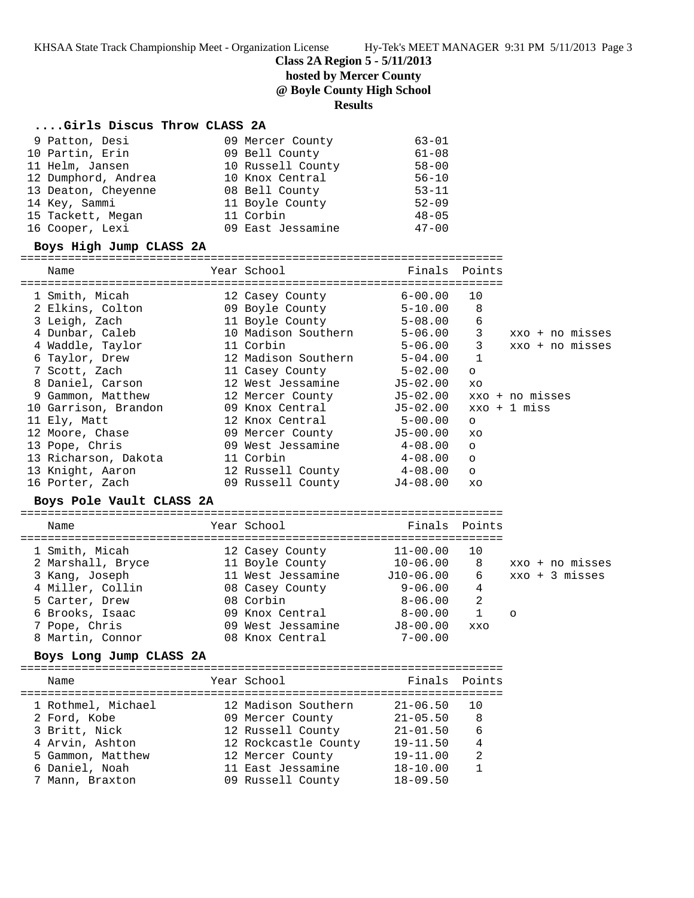**Class 2A Region 5 - 5/11/2013**
**hosted by Mercer County**
**@ Boyle County High School**
**Results**

### ....Girls Discus Throw CLASS 2A

| | | | | |
|---|---|---|---|---|
| 9 | Patton, Desi | 09 | Mercer County | 63-01 |
| 10 | Partin, Erin | 09 | Bell County | 61-08 |
| 11 | Helm, Jansen | 10 | Russell County | 58-00 |
| 12 | Dumphord, Andrea | 10 | Knox Central | 56-10 |
| 13 | Deaton, Cheyenne | 08 | Bell County | 53-11 |
| 14 | Key, Sammi | 11 | Boyle County | 52-09 |
| 15 | Tackett, Megan | 11 | Corbin | 48-05 |
| 16 | Cooper, Lexi | 09 | East Jessamine | 47-00 |

### Boys High Jump CLASS 2A

| | Name | Year | School | Finals | Points | |
|---|---|---|---|---|---|---|
| 1 | Smith, Micah | 12 | Casey County | 6-00.00 | 10 | |
| 2 | Elkins, Colton | 09 | Boyle County | 5-10.00 | 8 | |
| 3 | Leigh, Zach | 11 | Boyle County | 5-08.00 | 6 | |
| 4 | Dunbar, Caleb | 10 | Madison Southern | 5-06.00 | 3 | xxo + no misses |
| 4 | Waddle, Taylor | 11 | Corbin | 5-06.00 | 3 | xxo + no misses |
| 6 | Taylor, Drew | 12 | Madison Southern | 5-04.00 | 1 | |
| 7 | Scott, Zach | 11 | Casey County | 5-02.00 | o | |
| 8 | Daniel, Carson | 12 | West Jessamine | J5-02.00 | xo | |
| 9 | Gammon, Matthew | 12 | Mercer County | J5-02.00 | xxo + no misses | |
| 10 | Garrison, Brandon | 09 | Knox Central | J5-02.00 | xxo + 1 miss | |
| 11 | Ely, Matt | 12 | Knox Central | 5-00.00 | o | |
| 12 | Moore, Chase | 09 | Mercer County | J5-00.00 | xo | |
| 13 | Pope, Chris | 09 | West Jessamine | 4-08.00 | o | |
| 13 | Richarson, Dakota | 11 | Corbin | 4-08.00 | o | |
| 13 | Knight, Aaron | 12 | Russell County | 4-08.00 | o | |
| 16 | Porter, Zach | 09 | Russell County | J4-08.00 | xo | |

### Boys Pole Vault CLASS 2A

| | Name | Year | School | Finals | Points | |
|---|---|---|---|---|---|---|
| 1 | Smith, Micah | 12 | Casey County | 11-00.00 | 10 | |
| 2 | Marshall, Bryce | 11 | Boyle County | 10-06.00 | 8 | xxo + no misses |
| 3 | Kang, Joseph | 11 | West Jessamine | J10-06.00 | 6 | xxo + 3 misses |
| 4 | Miller, Collin | 08 | Casey County | 9-06.00 | 4 | |
| 5 | Carter, Drew | 08 | Corbin | 8-06.00 | 2 | |
| 6 | Brooks, Isaac | 09 | Knox Central | 8-00.00 | 1 | o |
| 7 | Pope, Chris | 09 | West Jessamine | J8-00.00 | xxo | |
| 8 | Martin, Connor | 08 | Knox Central | 7-00.00 | | |

### Boys Long Jump CLASS 2A

| | Name | Year | School | Finals | Points |
|---|---|---|---|---|---|
| 1 | Rothmel, Michael | 12 | Madison Southern | 21-06.50 | 10 |
| 2 | Ford, Kobe | 09 | Mercer County | 21-05.50 | 8 |
| 3 | Britt, Nick | 12 | Russell County | 21-01.50 | 6 |
| 4 | Arvin, Ashton | 12 | Rockcastle County | 19-11.50 | 4 |
| 5 | Gammon, Matthew | 12 | Mercer County | 19-11.00 | 2 |
| 6 | Daniel, Noah | 11 | East Jessamine | 18-10.00 | 1 |
| 7 | Mann, Braxton | 09 | Russell County | 18-09.50 | |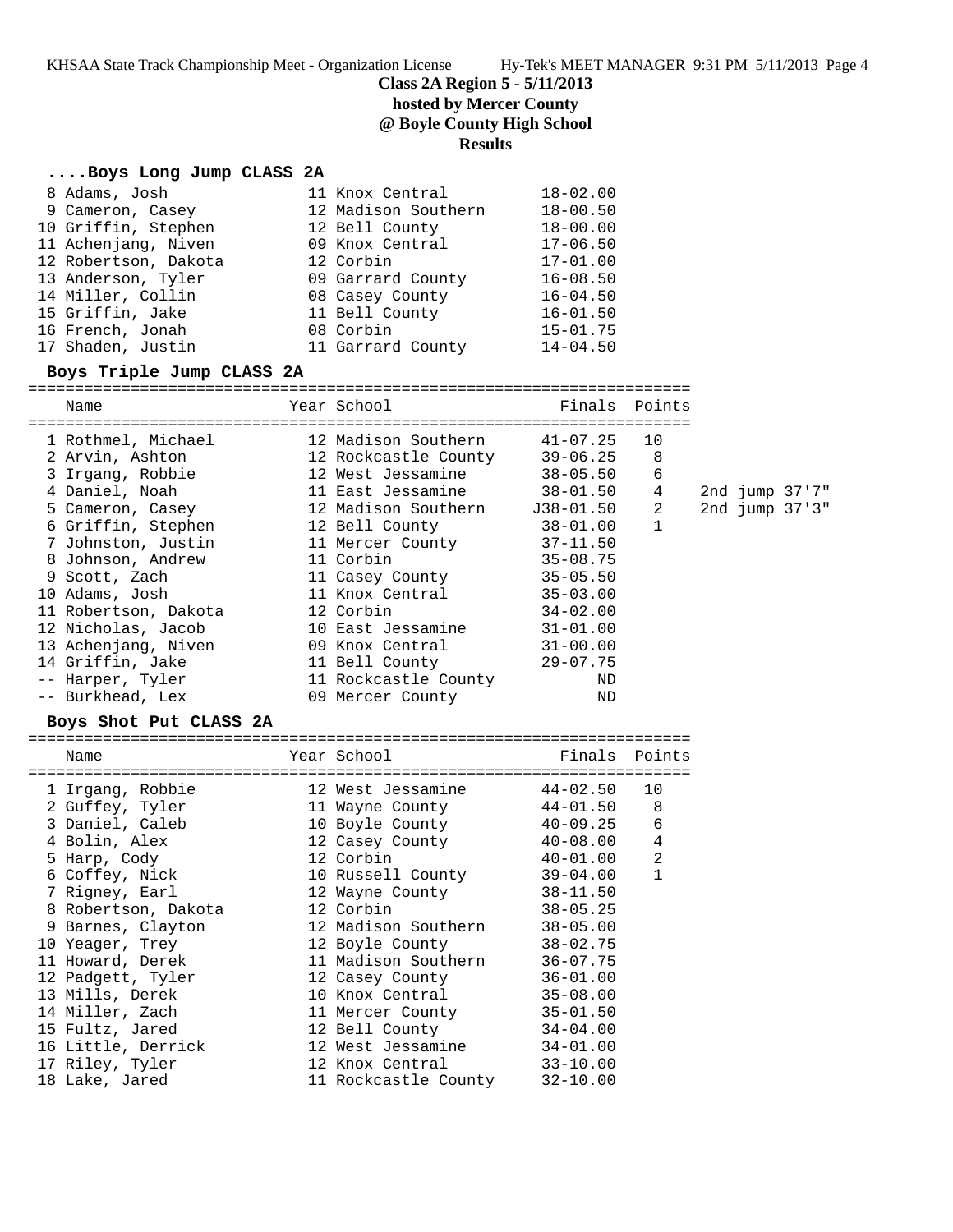# Class 2A Region 5 - 5/11/2013
## hosted by Mercer County
## @ Boyle County High School
## Results

### ....Boys Long Jump CLASS 2A

| | | | | |
|---|---|---|---|---|
| 8 | Adams, Josh | 11 | Knox Central | 18-02.00 |
| 9 | Cameron, Casey | 12 | Madison Southern | 18-00.50 |
| 10 | Griffin, Stephen | 12 | Bell County | 18-00.00 |
| 11 | Achenjang, Niven | 09 | Knox Central | 17-06.50 |
| 12 | Robertson, Dakota | 12 | Corbin | 17-01.00 |
| 13 | Anderson, Tyler | 09 | Garrard County | 16-08.50 |
| 14 | Miller, Collin | 08 | Casey County | 16-04.50 |
| 15 | Griffin, Jake | 11 | Bell County | 16-01.50 |
| 16 | French, Jonah | 08 | Corbin | 15-01.75 |
| 17 | Shaden, Justin | 11 | Garrard County | 14-04.50 |

### Boys Triple Jump CLASS 2A

| | Name | Year | School | Finals | Points | |
|---|---|---|---|---|---|---|
| 1 | Rothmel, Michael | 12 | Madison Southern | 41-07.25 | 10 | |
| 2 | Arvin, Ashton | 12 | Rockcastle County | 39-06.25 | 8 | |
| 3 | Irgang, Robbie | 12 | West Jessamine | 38-05.50 | 6 | |
| 4 | Daniel, Noah | 11 | East Jessamine | 38-01.50 | 4 | 2nd jump 37'7" |
| 5 | Cameron, Casey | 12 | Madison Southern | J38-01.50 | 2 | 2nd jump 37'3" |
| 6 | Griffin, Stephen | 12 | Bell County | 38-01.00 | 1 | |
| 7 | Johnston, Justin | 11 | Mercer County | 37-11.50 | | |
| 8 | Johnson, Andrew | 11 | Corbin | 35-08.75 | | |
| 9 | Scott, Zach | 11 | Casey County | 35-05.50 | | |
| 10 | Adams, Josh | 11 | Knox Central | 35-03.00 | | |
| 11 | Robertson, Dakota | 12 | Corbin | 34-02.00 | | |
| 12 | Nicholas, Jacob | 10 | East Jessamine | 31-01.00 | | |
| 13 | Achenjang, Niven | 09 | Knox Central | 31-00.00 | | |
| 14 | Griffin, Jake | 11 | Bell County | 29-07.75 | | |
| -- | Harper, Tyler | 11 | Rockcastle County | ND | | |
| -- | Burkhead, Lex | 09 | Mercer County | ND | | |

### Boys Shot Put CLASS 2A

| | Name | Year | School | Finals | Points |
|---|---|---|---|---|---|
| 1 | Irgang, Robbie | 12 | West Jessamine | 44-02.50 | 10 |
| 2 | Guffey, Tyler | 11 | Wayne County | 44-01.50 | 8 |
| 3 | Daniel, Caleb | 10 | Boyle County | 40-09.25 | 6 |
| 4 | Bolin, Alex | 12 | Casey County | 40-08.00 | 4 |
| 5 | Harp, Cody | 12 | Corbin | 40-01.00 | 2 |
| 6 | Coffey, Nick | 10 | Russell County | 39-04.00 | 1 |
| 7 | Rigney, Earl | 12 | Wayne County | 38-11.50 | |
| 8 | Robertson, Dakota | 12 | Corbin | 38-05.25 | |
| 9 | Barnes, Clayton | 12 | Madison Southern | 38-05.00 | |
| 10 | Yeager, Trey | 12 | Boyle County | 38-02.75 | |
| 11 | Howard, Derek | 11 | Madison Southern | 36-07.75 | |
| 12 | Padgett, Tyler | 12 | Casey County | 36-01.00 | |
| 13 | Mills, Derek | 10 | Knox Central | 35-08.00 | |
| 14 | Miller, Zach | 11 | Mercer County | 35-01.50 | |
| 15 | Fultz, Jared | 12 | Bell County | 34-04.00 | |
| 16 | Little, Derrick | 12 | West Jessamine | 34-01.00 | |
| 17 | Riley, Tyler | 12 | Knox Central | 33-10.00 | |
| 18 | Lake, Jared | 11 | Rockcastle County | 32-10.00 | |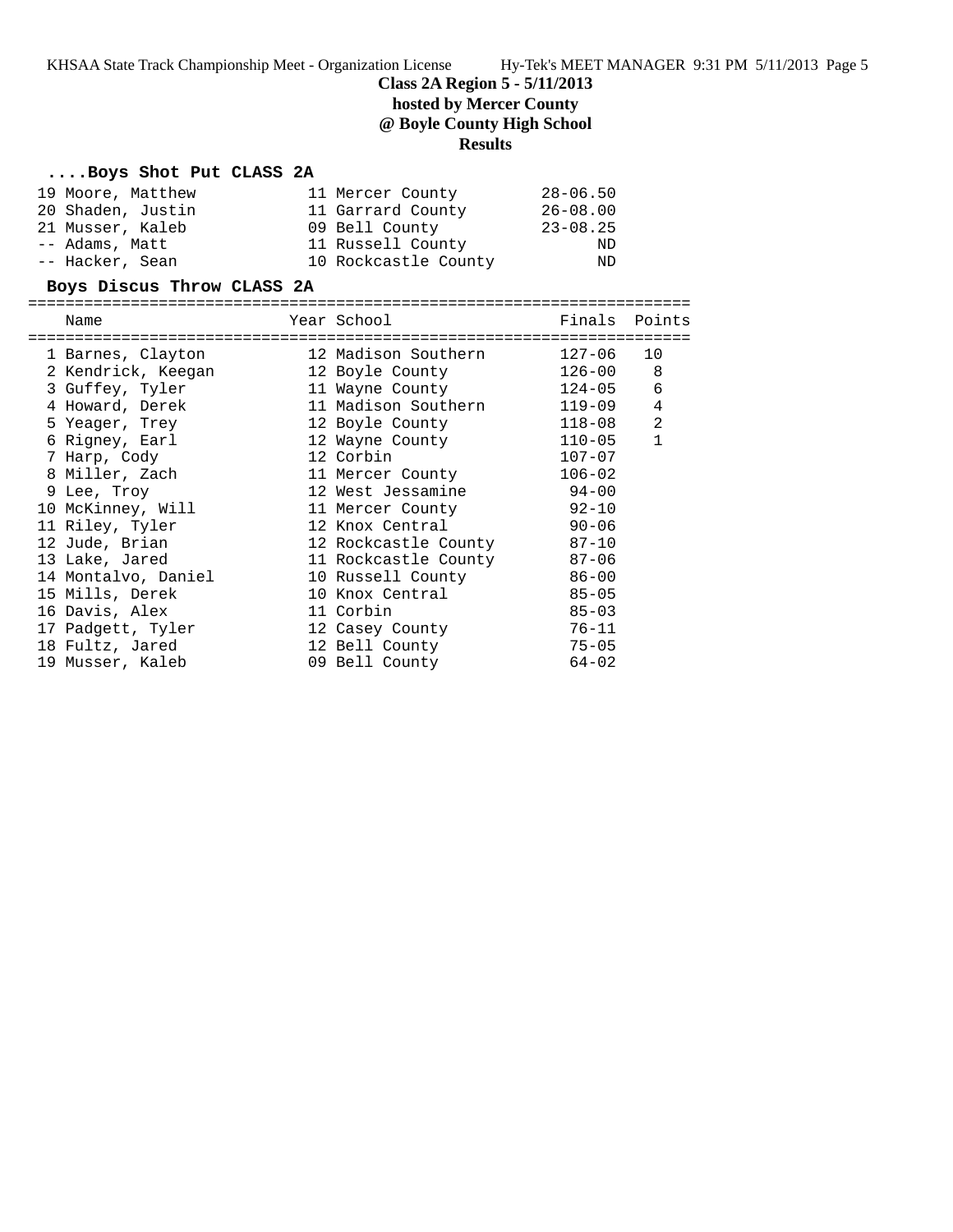**Class 2A Region 5 - 5/11/2013**
**hosted by Mercer County**
**@ Boyle County High School**
**Results**

### ....Boys Shot Put CLASS 2A

| | | | | |
|---|---|---|---|---|
| 19 | Moore, Matthew | 11 | Mercer County | 28-06.50 |
| 20 | Shaden, Justin | 11 | Garrard County | 26-08.00 |
| 21 | Musser, Kaleb | 09 | Bell County | 23-08.25 |
| -- | Adams, Matt | 11 | Russell County | ND |
| -- | Hacker, Sean | 10 | Rockcastle County | ND |

### Boys Discus Throw CLASS 2A

| | Name | Year | School | Finals | Points |
|---|---|---|---|---|---|
| 1 | Barnes, Clayton | 12 | Madison Southern | 127-06 | 10 |
| 2 | Kendrick, Keegan | 12 | Boyle County | 126-00 | 8 |
| 3 | Guffey, Tyler | 11 | Wayne County | 124-05 | 6 |
| 4 | Howard, Derek | 11 | Madison Southern | 119-09 | 4 |
| 5 | Yeager, Trey | 12 | Boyle County | 118-08 | 2 |
| 6 | Rigney, Earl | 12 | Wayne County | 110-05 | 1 |
| 7 | Harp, Cody | 12 | Corbin | 107-07 | |
| 8 | Miller, Zach | 11 | Mercer County | 106-02 | |
| 9 | Lee, Troy | 12 | West Jessamine | 94-00 | |
| 10 | McKinney, Will | 11 | Mercer County | 92-10 | |
| 11 | Riley, Tyler | 12 | Knox Central | 90-06 | |
| 12 | Jude, Brian | 12 | Rockcastle County | 87-10 | |
| 13 | Lake, Jared | 11 | Rockcastle County | 87-06 | |
| 14 | Montalvo, Daniel | 10 | Russell County | 86-00 | |
| 15 | Mills, Derek | 10 | Knox Central | 85-05 | |
| 16 | Davis, Alex | 11 | Corbin | 85-03 | |
| 17 | Padgett, Tyler | 12 | Casey County | 76-11 | |
| 18 | Fultz, Jared | 12 | Bell County | 75-05 | |
| 19 | Musser, Kaleb | 09 | Bell County | 64-02 | |